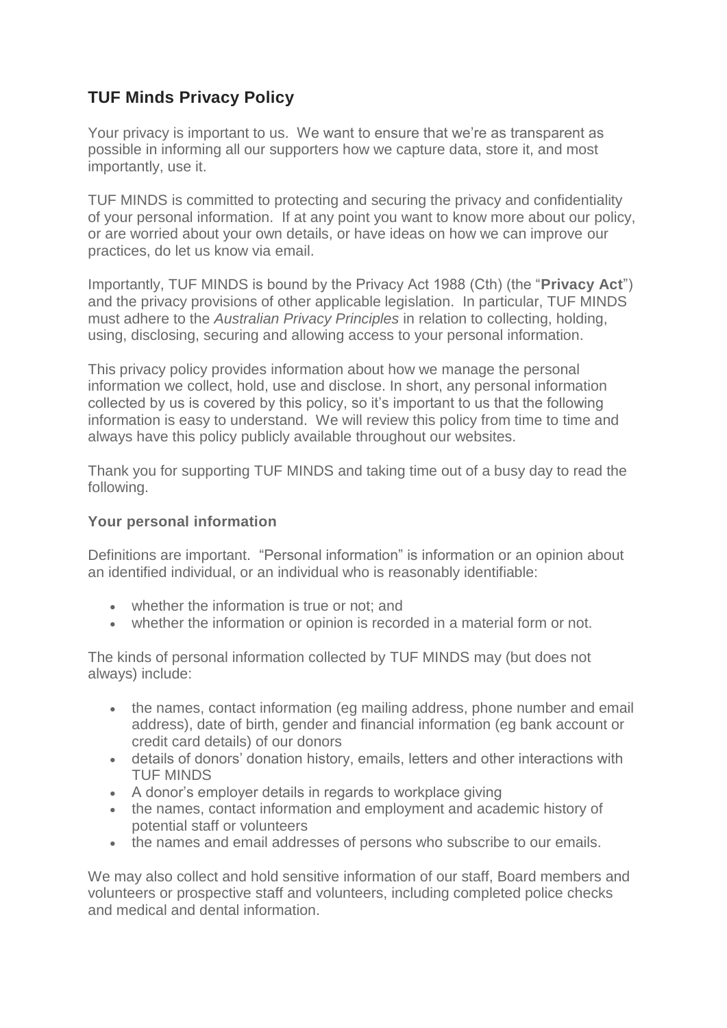## TUF Minds Privacy Policy

Your privacy is important to us. We want to ensure that we're as transparent as possible in informing all our supporters how we capture data, store it, and most importantly, use it.

TUF MINDS is committed to protecting and securing the privacy and confidentiality of your personal information. If at any point you want to know more about our policy, or are worried about your own details, or have ideas on how we can improve our practices, do let us know via email.

Importantly, TUF MINDS is bound by the Privacy Act 1988 (Cth) (the "**Privacy Act**") and the privacy provisions of other applicable legislation. In particular, TUF MINDS must adhere to the *Australian Privacy Principles* in relation to collecting, holding, using, disclosing, securing and allowing access to your personal information.

This privacy policy provides information about how we manage the personal information we collect, hold, use and disclose. In short, any personal information collected by us is covered by this policy, so it's important to us that the following information is easy to understand. We will review this policy from time to time and always have this policy publicly available throughout our websites.

Thank you for supporting TUF MINDS and taking time out of a busy day to read the following.

### Your personal information

Definitions are important. "Personal information" is information or an opinion about an identified individual, or an individual who is reasonably identifiable:

- whether the information is true or not; and
- whether the information or opinion is recorded in a material form or not.

The kinds of personal information collected by TUF MINDS may (but does not always) include:

- the names, contact information (eg mailing address, phone number and email address), date of birth, gender and financial information (eg bank account or credit card details) of our donors
- details of donors' donation history, emails, letters and other interactions with TUF MINDS
- A donor's employer details in regards to workplace giving
- the names, contact information and employment and academic history of potential staff or volunteers
- the names and email addresses of persons who subscribe to our emails.

We may also collect and hold sensitive information of our staff, Board members and volunteers or prospective staff and volunteers, including completed police checks and medical and dental information.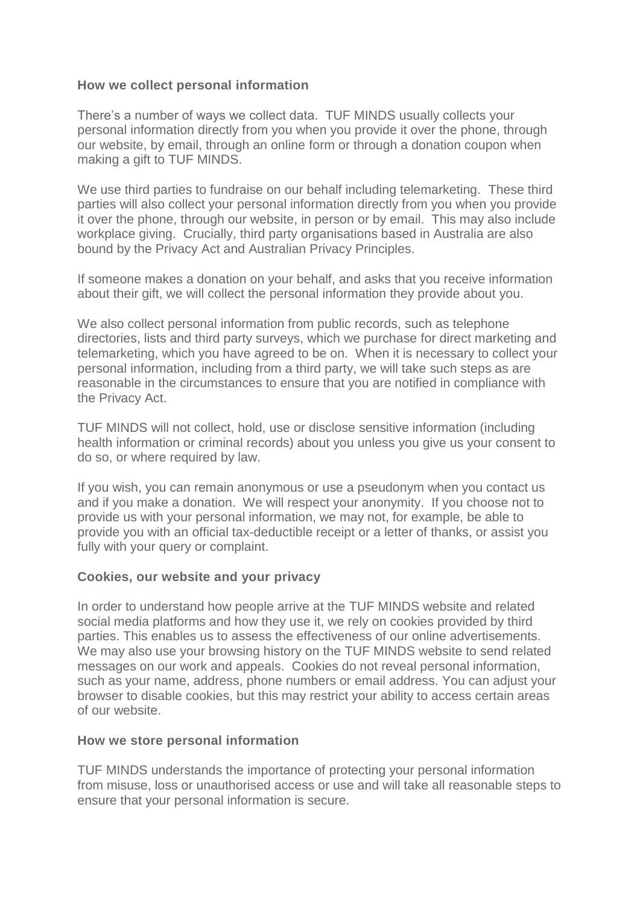### How we collect personal information

There's a number of ways we collect data. TUF MINDS usually collects your personal information directly from you when you provide it over the phone, through our website, by email, through an online form or through a donation coupon when making a gift to TUF MINDS.

We use third parties to fundraise on our behalf including telemarketing. These third parties will also collect your personal information directly from you when you provide it over the phone, through our website, in person or by email. This may also include workplace giving. Crucially, third party organisations based in Australia are also bound by the Privacy Act and Australian Privacy Principles.

If someone makes a donation on your behalf, and asks that you receive information about their gift, we will collect the personal information they provide about you.

We also collect personal information from public records, such as telephone directories, lists and third party surveys, which we purchase for direct marketing and telemarketing, which you have agreed to be on. When it is necessary to collect your personal information, including from a third party, we will take such steps as are reasonable in the circumstances to ensure that you are notified in compliance with the Privacy Act.

TUF MINDS will not collect, hold, use or disclose sensitive information (including health information or criminal records) about you unless you give us your consent to do so, or where required by law.

If you wish, you can remain anonymous or use a pseudonym when you contact us and if you make a donation. We will respect your anonymity. If you choose not to provide us with your personal information, we may not, for example, be able to provide you with an official tax-deductible receipt or a letter of thanks, or assist you fully with your query or complaint.

### Cookies, our website and your privacy

In order to understand how people arrive at the TUF MINDS website and related social media platforms and how they use it, we rely on cookies provided by third parties. This enables us to assess the effectiveness of our online advertisements. We may also use your browsing history on the TUF MINDS website to send related messages on our work and appeals. Cookies do not reveal personal information, such as your name, address, phone numbers or email address. You can adjust your browser to disable cookies, but this may restrict your ability to access certain areas of our website.

### How we store personal information

TUF MINDS understands the importance of protecting your personal information from misuse, loss or unauthorised access or use and will take all reasonable steps to ensure that your personal information is secure.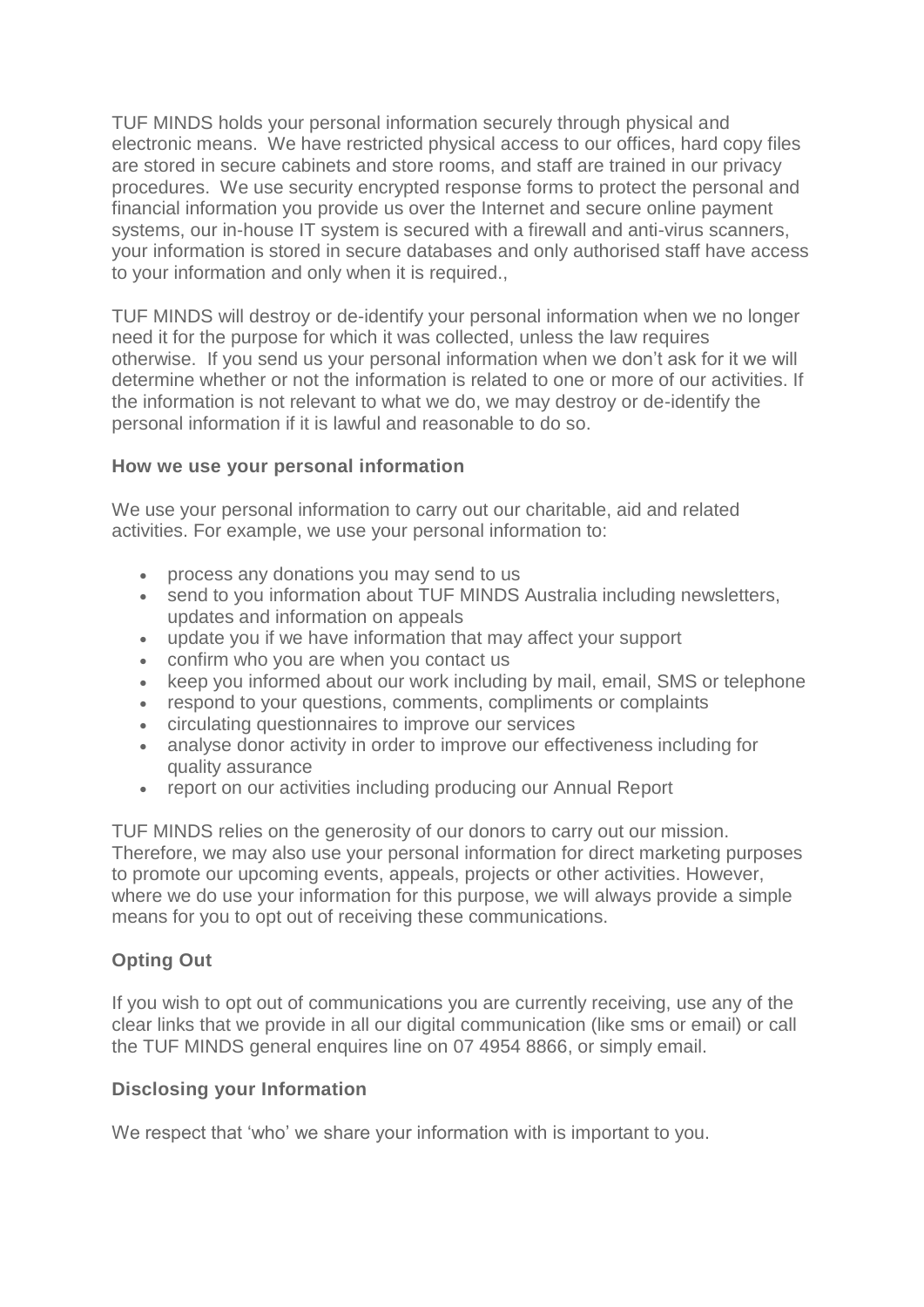TUF MINDS holds your personal information securely through physical and electronic means. We have restricted physical access to our offices, hard copy files are stored in secure cabinets and store rooms, and staff are trained in our privacy procedures. We use security encrypted response forms to protect the personal and financial information you provide us over the Internet and secure online payment systems, our in-house IT system is secured with a firewall and anti-virus scanners, your information is stored in secure databases and only authorised staff have access to your information and only when it is required.,

TUF MINDS will destroy or de-identify your personal information when we no longer need it for the purpose for which it was collected, unless the law requires otherwise. If you send us your personal information when we don't ask for it we will determine whether or not the information is related to one or more of our activities. If the information is not relevant to what we do, we may destroy or de-identify the personal information if it is lawful and reasonable to do so.

### How we use your personal information

We use your personal information to carry out our charitable, aid and related activities. For example, we use your personal information to:

- process any donations you may send to us
- send to you information about TUF MINDS Australia including newsletters, updates and information on appeals
- update you if we have information that may affect your support
- confirm who you are when you contact us
- keep you informed about our work including by mail, email, SMS or telephone
- respond to your questions, comments, compliments or complaints
- circulating questionnaires to improve our services
- analyse donor activity in order to improve our effectiveness including for quality assurance
- report on our activities including producing our Annual Report

TUF MINDS relies on the generosity of our donors to carry out our mission. Therefore, we may also use your personal information for direct marketing purposes to promote our upcoming events, appeals, projects or other activities. However, where we do use your information for this purpose, we will always provide a simple means for you to opt out of receiving these communications.

### Opting Out

If you wish to opt out of communications you are currently receiving, use any of the clear links that we provide in all our digital communication (like sms or email) or call the TUF MINDS general enquires line on 07 4954 8866, or simply email.

### Disclosing your Information

We respect that 'who' we share your information with is important to you.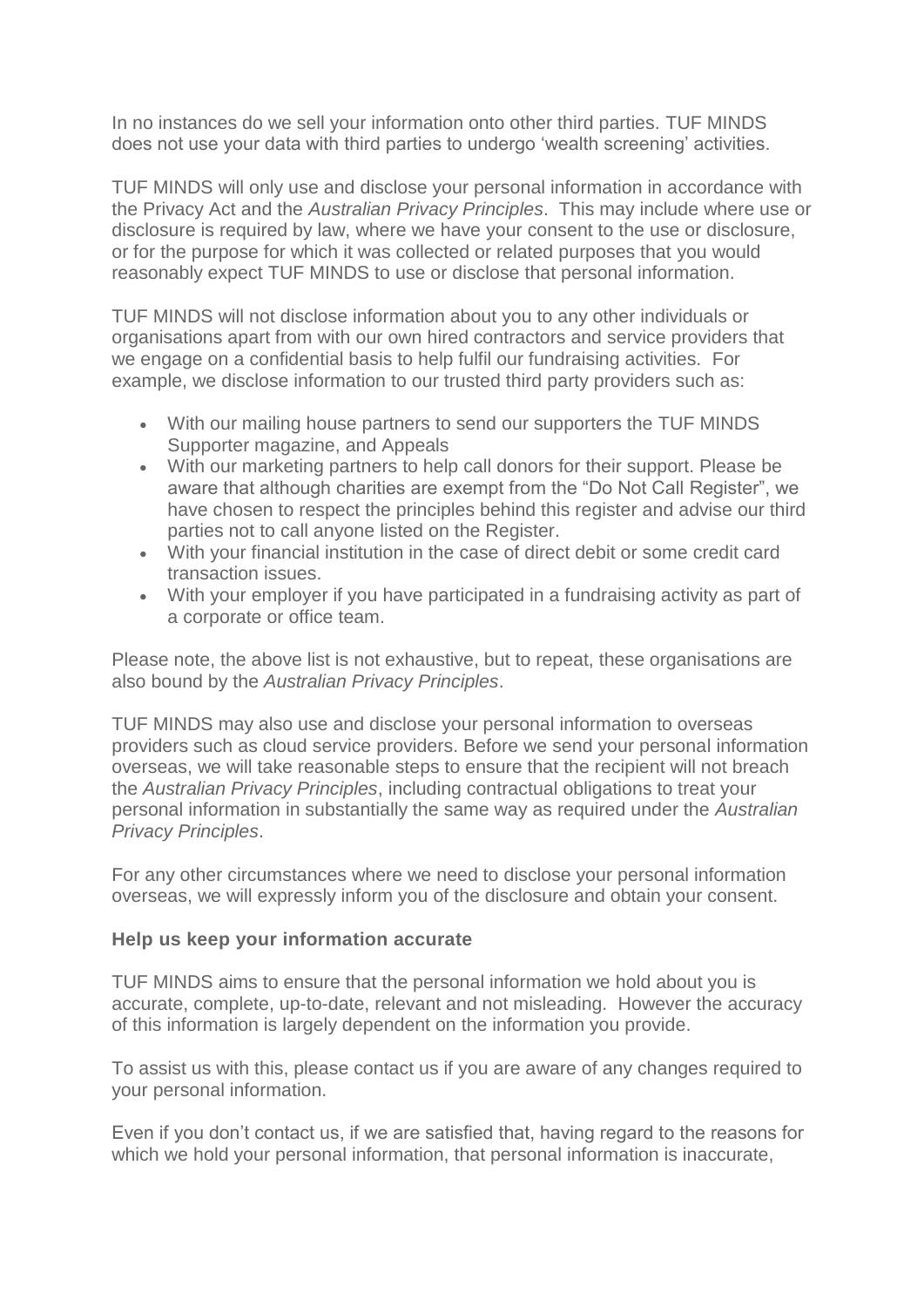In no instances do we sell your information onto other third parties. TUF MINDS does not use your data with third parties to undergo 'wealth screening' activities.

TUF MINDS will only use and disclose your personal information in accordance with the Privacy Act and the *Australian Privacy Principles*. This may include where use or disclosure is required by law, where we have your consent to the use or disclosure, or for the purpose for which it was collected or related purposes that you would reasonably expect TUF MINDS to use or disclose that personal information.

TUF MINDS will not disclose information about you to any other individuals or organisations apart from with our own hired contractors and service providers that we engage on a confidential basis to help fulfil our fundraising activities. For example, we disclose information to our trusted third party providers such as:

- With our mailing house partners to send our supporters the TUF MINDS Supporter magazine, and Appeals
- With our marketing partners to help call donors for their support. Please be aware that although charities are exempt from the "Do Not Call Register", we have chosen to respect the principles behind this register and advise our third parties not to call anyone listed on the Register.
- With your financial institution in the case of direct debit or some credit card transaction issues.
- With your employer if you have participated in a fundraising activity as part of a corporate or office team.

Please note, the above list is not exhaustive, but to repeat, these organisations are also bound by the *Australian Privacy Principles*.

TUF MINDS may also use and disclose your personal information to overseas providers such as cloud service providers. Before we send your personal information overseas, we will take reasonable steps to ensure that the recipient will not breach the *Australian Privacy Principles*, including contractual obligations to treat your personal information in substantially the same way as required under the *Australian Privacy Principles*.

For any other circumstances where we need to disclose your personal information overseas, we will expressly inform you of the disclosure and obtain your consent.

**Help us keep your information accurate**

TUF MINDS aims to ensure that the personal information we hold about you is accurate, complete, up-to-date, relevant and not misleading. However the accuracy of this information is largely dependent on the information you provide.

To assist us with this, please contact us if you are aware of any changes required to your personal information.

Even if you don't contact us, if we are satisfied that, having regard to the reasons for which we hold your personal information, that personal information is inaccurate,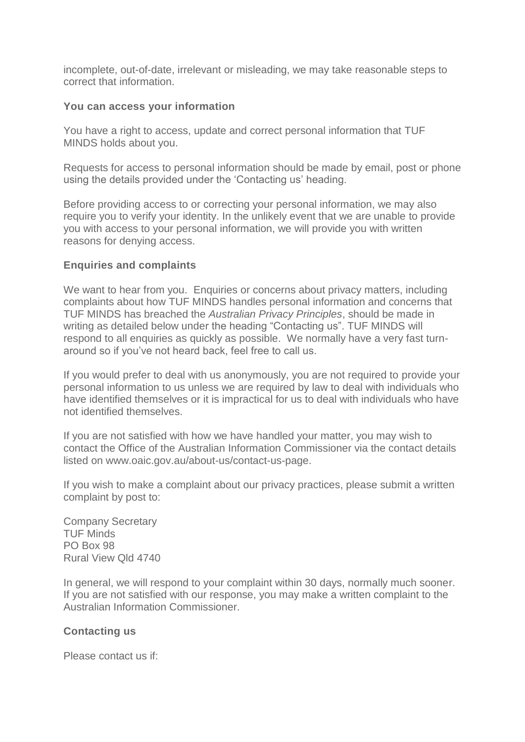incomplete, out-of-date, irrelevant or misleading, we may take reasonable steps to correct that information.

### You can access your information

You have a right to access, update and correct personal information that TUF MINDS holds about you.

Requests for access to personal information should be made by email, post or phone using the details provided under the 'Contacting us' heading.

Before providing access to or correcting your personal information, we may also require you to verify your identity. In the unlikely event that we are unable to provide you with access to your personal information, we will provide you with written reasons for denying access.

### Enquiries and complaints

We want to hear from you. Enquiries or concerns about privacy matters, including complaints about how TUF MINDS handles personal information and concerns that TUF MINDS has breached the *Australian Privacy Principles*, should be made in writing as detailed below under the heading "Contacting us". TUF MINDS will respond to all enquiries as quickly as possible. We normally have a very fast turn-around so if you've not heard back, feel free to call us.

If you would prefer to deal with us anonymously, you are not required to provide your personal information to us unless we are required by law to deal with individuals who have identified themselves or it is impractical for us to deal with individuals who have not identified themselves.

If you are not satisfied with how we have handled your matter, you may wish to contact the Office of the Australian Information Commissioner via the contact details listed on www.oaic.gov.au/about-us/contact-us-page.

If you wish to make a complaint about our privacy practices, please submit a written complaint by post to:

Company Secretary
TUF Minds
PO Box 98
Rural View Qld 4740

In general, we will respond to your complaint within 30 days, normally much sooner. If you are not satisfied with our response, you may make a written complaint to the Australian Information Commissioner.

### Contacting us

Please contact us if: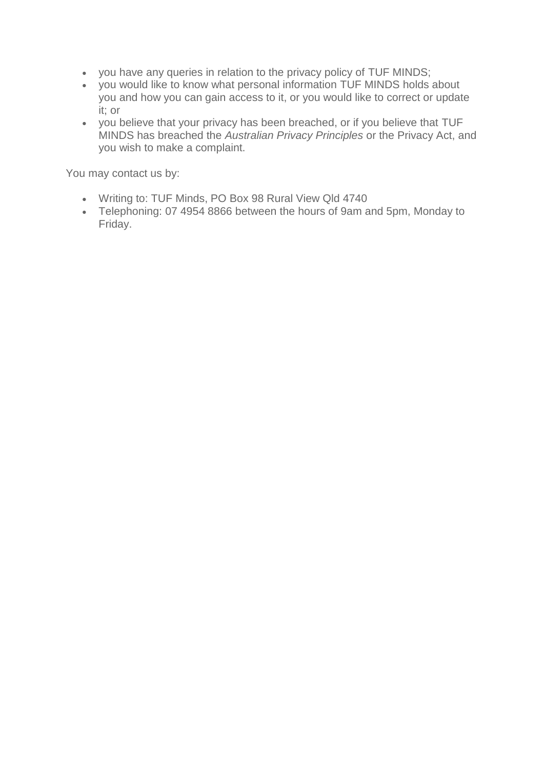- you have any queries in relation to the privacy policy of TUF MINDS;
- you would like to know what personal information TUF MINDS holds about you and how you can gain access to it, or you would like to correct or update it; or
- you believe that your privacy has been breached, or if you believe that TUF MINDS has breached the *Australian Privacy Principles* or the Privacy Act, and you wish to make a complaint.

You may contact us by:

- Writing to: TUF Minds, PO Box 98 Rural View Qld 4740
- Telephoning: 07 4954 8866 between the hours of 9am and 5pm, Monday to Friday.